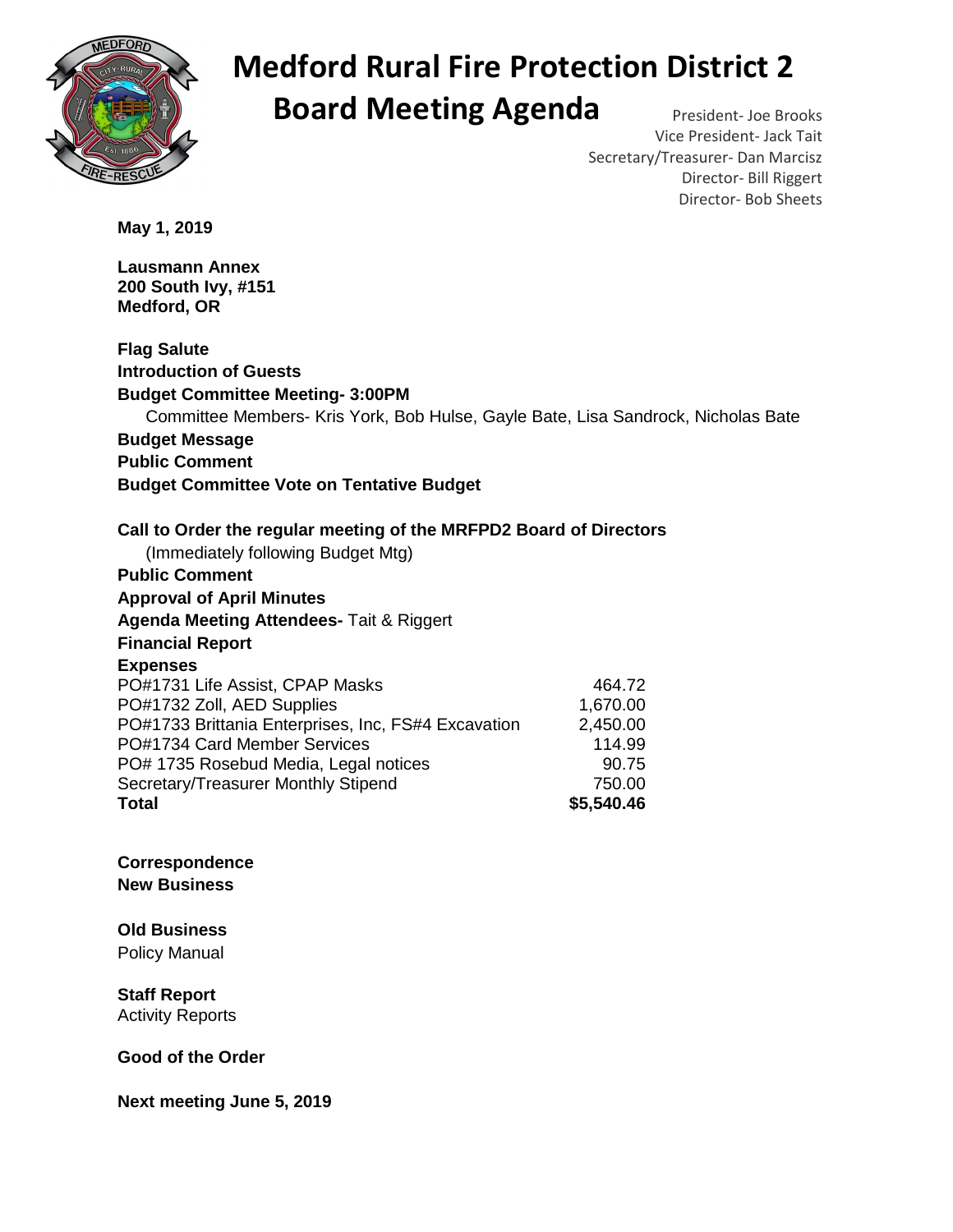# Medford Rural Fire Protection District 2

## Board Meeting Agenda

President- Joe Brooks
Vice President- Jack Tait
Secretary/Treasurer- Dan Marcisz
Director- Bill Riggert
Director- Bob Sheets

**May 1, 2019**

**Lausmann Annex**
**200 South Ivy, #151**
**Medford, OR**

**Flag Salute**
**Introduction of Guests**
**Budget Committee Meeting- 3:00PM**
Committee Members- Kris York, Bob Hulse, Gayle Bate, Lisa Sandrock, Nicholas Bate
**Budget Message**
**Public Comment**
**Budget Committee Vote on Tentative Budget**

**Call to Order the regular meeting of the MRFPD2 Board of Directors**
(Immediately following Budget Mtg)
**Public Comment**
**Approval of April Minutes**
**Agenda Meeting Attendees-** Tait & Riggert
**Financial Report**
**Expenses**

| | |
|---|---:|
| PO#1731 Life Assist, CPAP Masks | 464.72 |
| PO#1732 Zoll, AED Supplies | 1,670.00 |
| PO#1733 Brittania Enterprises, Inc, FS#4 Excavation | 2,450.00 |
| PO#1734 Card Member Services | 114.99 |
| PO# 1735 Rosebud Media, Legal notices | 90.75 |
| Secretary/Treasurer Monthly Stipend | 750.00 |
| **Total** | **$5,540.46** |

**Correspondence**
**New Business**

**Old Business**
Policy Manual

**Staff Report**
Activity Reports

**Good of the Order**

**Next meeting June 5, 2019**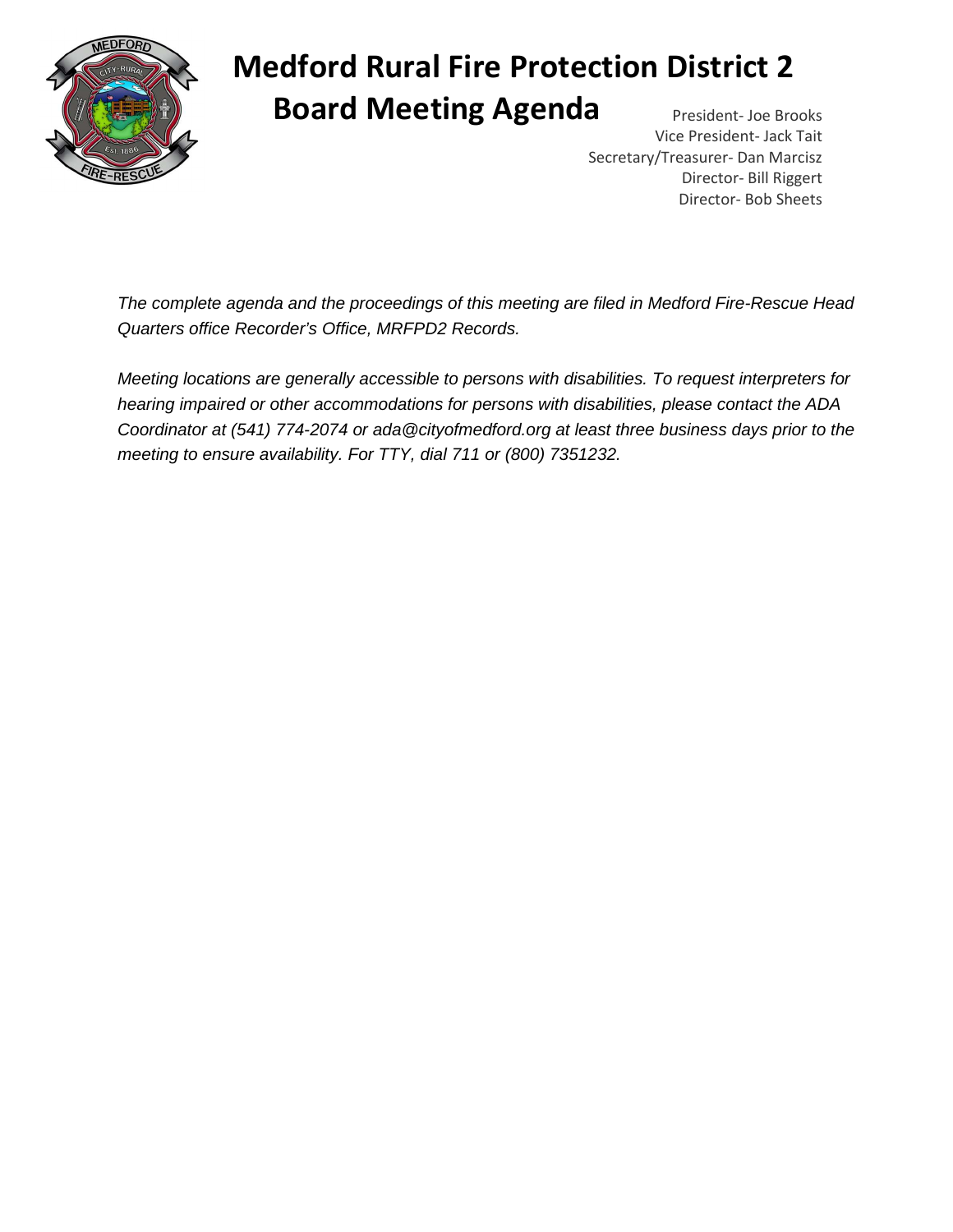# Medford Rural Fire Protection District 2

# Board Meeting Agenda

President- Joe Brooks
Vice President- Jack Tait
Secretary/Treasurer- Dan Marcisz
Director- Bill Riggert
Director- Bob Sheets

*The complete agenda and the proceedings of this meeting are filed in Medford Fire-Rescue Head Quarters office Recorder's Office, MRFPD2 Records.*

*Meeting locations are generally accessible to persons with disabilities. To request interpreters for hearing impaired or other accommodations for persons with disabilities, please contact the ADA Coordinator at (541) 774-2074 or ada@cityofmedford.org at least three business days prior to the meeting to ensure availability. For TTY, dial 711 or (800) 7351232.*